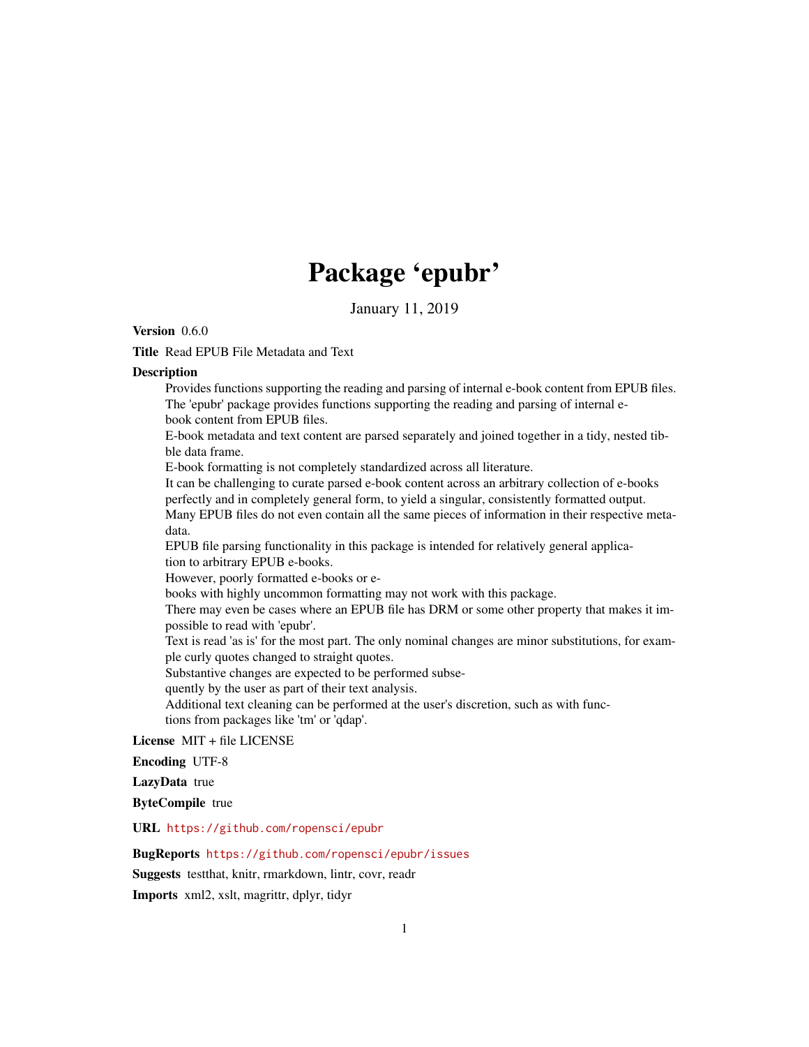# Package 'epubr'

January 11, 2019

**Version** 0.6.0

**Title** Read EPUB File Metadata and Text

**Description**

Provides functions supporting the reading and parsing of internal e-book content from EPUB files.
The 'epubr' package provides functions supporting the reading and parsing of internal e-book content from EPUB files.
E-book metadata and text content are parsed separately and joined together in a tidy, nested tibble data frame.
E-book formatting is not completely standardized across all literature.
It can be challenging to curate parsed e-book content across an arbitrary collection of e-books perfectly and in completely general form, to yield a singular, consistently formatted output.
Many EPUB files do not even contain all the same pieces of information in their respective metadata.
EPUB file parsing functionality in this package is intended for relatively general application to arbitrary EPUB e-books.
However, poorly formatted e-books or e-books with highly uncommon formatting may not work with this package.
There may even be cases where an EPUB file has DRM or some other property that makes it impossible to read with 'epubr'.
Text is read 'as is' for the most part. The only nominal changes are minor substitutions, for example curly quotes changed to straight quotes.
Substantive changes are expected to be performed subsequently by the user as part of their text analysis.
Additional text cleaning can be performed at the user's discretion, such as with functions from packages like 'tm' or 'qdap'.

**License** MIT + file LICENSE

**Encoding** UTF-8

**LazyData** true

**ByteCompile** true

**URL** https://github.com/ropensci/epubr

**BugReports** https://github.com/ropensci/epubr/issues

**Suggests** testthat, knitr, rmarkdown, lintr, covr, readr

**Imports** xml2, xslt, magrittr, dplyr, tidyr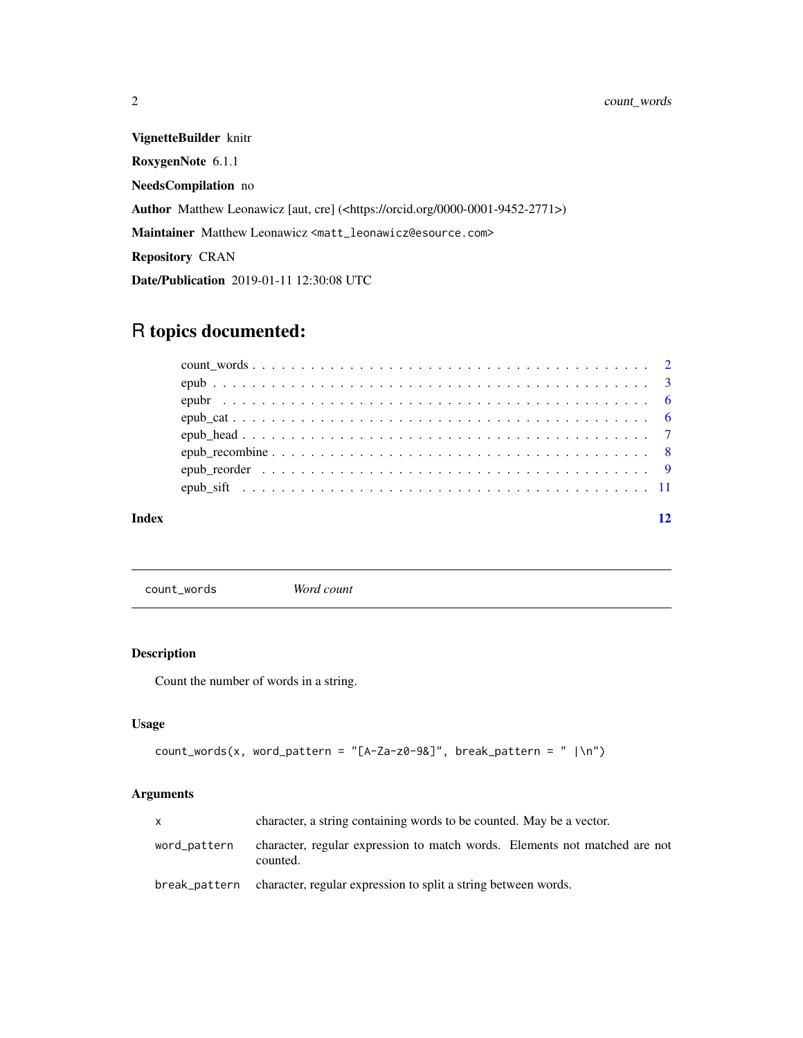**VignetteBuilder** knitr

**RoxygenNote** 6.1.1

**NeedsCompilation** no

**Author** Matthew Leonawicz [aut, cre] (<https://orcid.org/0000-0001-9452-2771>)

**Maintainer** Matthew Leonawicz <matt_leonawicz@esource.com>

**Repository** CRAN

**Date/Publication** 2019-01-11 12:30:08 UTC

# R topics documented:

- count_words . . . . . . . . . . . . . . . . . . . . . . . . . . . . . . . . . . . . . . . 2
- epub . . . . . . . . . . . . . . . . . . . . . . . . . . . . . . . . . . . . . . . . . . . 3
- epubr . . . . . . . . . . . . . . . . . . . . . . . . . . . . . . . . . . . . . . . . . . 6
- epub_cat . . . . . . . . . . . . . . . . . . . . . . . . . . . . . . . . . . . . . . . . . 6
- epub_head . . . . . . . . . . . . . . . . . . . . . . . . . . . . . . . . . . . . . . . . 7
- epub_recombine . . . . . . . . . . . . . . . . . . . . . . . . . . . . . . . . . . . . . 8
- epub_reorder . . . . . . . . . . . . . . . . . . . . . . . . . . . . . . . . . . . . . . 9
- epub_sift . . . . . . . . . . . . . . . . . . . . . . . . . . . . . . . . . . . . . . . . 11

**Index** **12**

---

## count_words — *Word count*

### Description

Count the number of words in a string.

### Usage

```
count_words(x, word_pattern = "[A-Za-z0-9&]", break_pattern = " |\n")
```

### Arguments

| | |
|---|---|
| x | character, a string containing words to be counted. May be a vector. |
| word_pattern | character, regular expression to match words. Elements not matched are not counted. |
| break_pattern | character, regular expression to split a string between words. |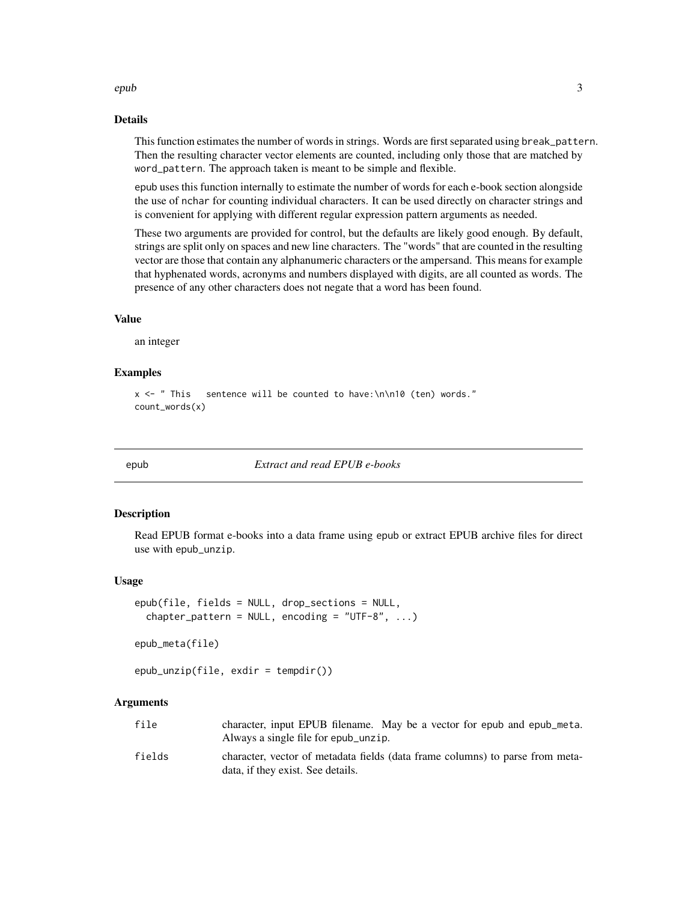### Details

This function estimates the number of words in strings. Words are first separated using `break_pattern`. Then the resulting character vector elements are counted, including only those that are matched by `word_pattern`. The approach taken is meant to be simple and flexible.

`epub` uses this function internally to estimate the number of words for each e-book section alongside the use of `nchar` for counting individual characters. It can be used directly on character strings and is convenient for applying with different regular expression pattern arguments as needed.

These two arguments are provided for control, but the defaults are likely good enough. By default, strings are split only on spaces and new line characters. The "words" that are counted in the resulting vector are those that contain any alphanumeric characters or the ampersand. This means for example that hyphenated words, acronyms and numbers displayed with digits, are all counted as words. The presence of any other characters does not negate that a word has been found.

### Value

an integer

### Examples

```
x <- " This   sentence will be counted to have:\n\n10 (ten) words."
count_words(x)
```

---

## epub — *Extract and read EPUB e-books*

---

### Description

Read EPUB format e-books into a data frame using `epub` or extract EPUB archive files for direct use with `epub_unzip`.

### Usage

```
epub(file, fields = NULL, drop_sections = NULL,
  chapter_pattern = NULL, encoding = "UTF-8", ...)

epub_meta(file)

epub_unzip(file, exdir = tempdir())
```

### Arguments

| | |
|---|---|
| `file` | character, input EPUB filename. May be a vector for `epub` and `epub_meta`. Always a single file for `epub_unzip`. |
| `fields` | character, vector of metadata fields (data frame columns) to parse from metadata, if they exist. See details. |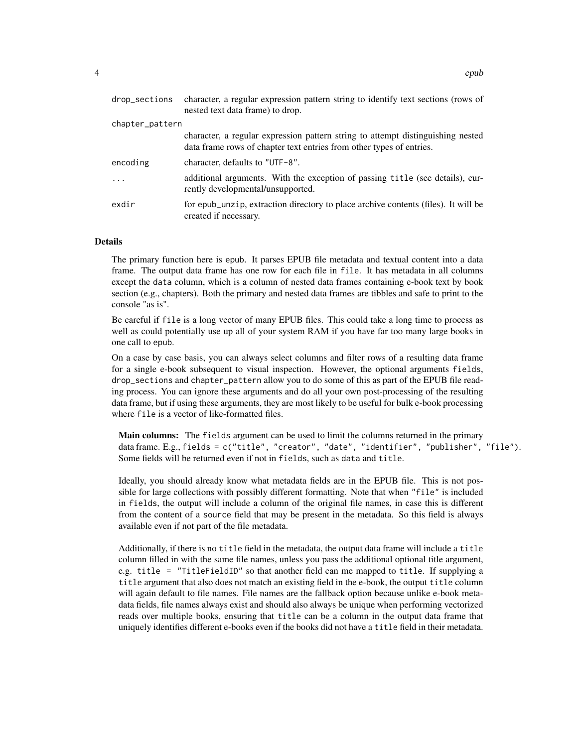| | |
|---|---|
| `drop_sections` | character, a regular expression pattern string to identify text sections (rows of nested text data frame) to drop. |
| `chapter_pattern` | character, a regular expression pattern string to attempt distinguishing nested data frame rows of chapter text entries from other types of entries. |
| `encoding` | character, defaults to `"UTF-8"`. |
| `...` | additional arguments. With the exception of passing `title` (see details), currently developmental/unsupported. |
| `exdir` | for `epub_unzip`, extraction directory to place archive contents (files). It will be created if necessary. |

## Details

The primary function here is `epub`. It parses EPUB file metadata and textual content into a data frame. The output data frame has one row for each file in `file`. It has metadata in all columns except the `data` column, which is a column of nested data frames containing e-book text by book section (e.g., chapters). Both the primary and nested data frames are tibbles and safe to print to the console "as is".

Be careful if `file` is a long vector of many EPUB files. This could take a long time to process as well as could potentially use up all of your system RAM if you have far too many large books in one call to `epub`.

On a case by case basis, you can always select columns and filter rows of a resulting data frame for a single e-book subsequent to visual inspection. However, the optional arguments `fields`, `drop_sections` and `chapter_pattern` allow you to do some of this as part of the EPUB file reading process. You can ignore these arguments and do all your own post-processing of the resulting data frame, but if using these arguments, they are most likely to be useful for bulk e-book processing where `file` is a vector of like-formatted files.

**Main columns:** The `fields` argument can be used to limit the columns returned in the primary data frame. E.g., `fields = c("title", "creator", "date", "identifier", "publisher", "file")`. Some fields will be returned even if not in `fields`, such as `data` and `title`.

Ideally, you should already know what metadata fields are in the EPUB file. This is not possible for large collections with possibly different formatting. Note that when `"file"` is included in `fields`, the output will include a column of the original file names, in case this is different from the content of a `source` field that may be present in the metadata. So this field is always available even if not part of the file metadata.

Additionally, if there is no `title` field in the metadata, the output data frame will include a `title` column filled in with the same file names, unless you pass the additional optional title argument, e.g. `title = "TitleFieldID"` so that another field can me mapped to `title`. If supplying a `title` argument that also does not match an existing field in the e-book, the output `title` column will again default to file names. File names are the fallback option because unlike e-book metadata fields, file names always exist and should also always be unique when performing vectorized reads over multiple books, ensuring that `title` can be a column in the output data frame that uniquely identifies different e-books even if the books did not have a `title` field in their metadata.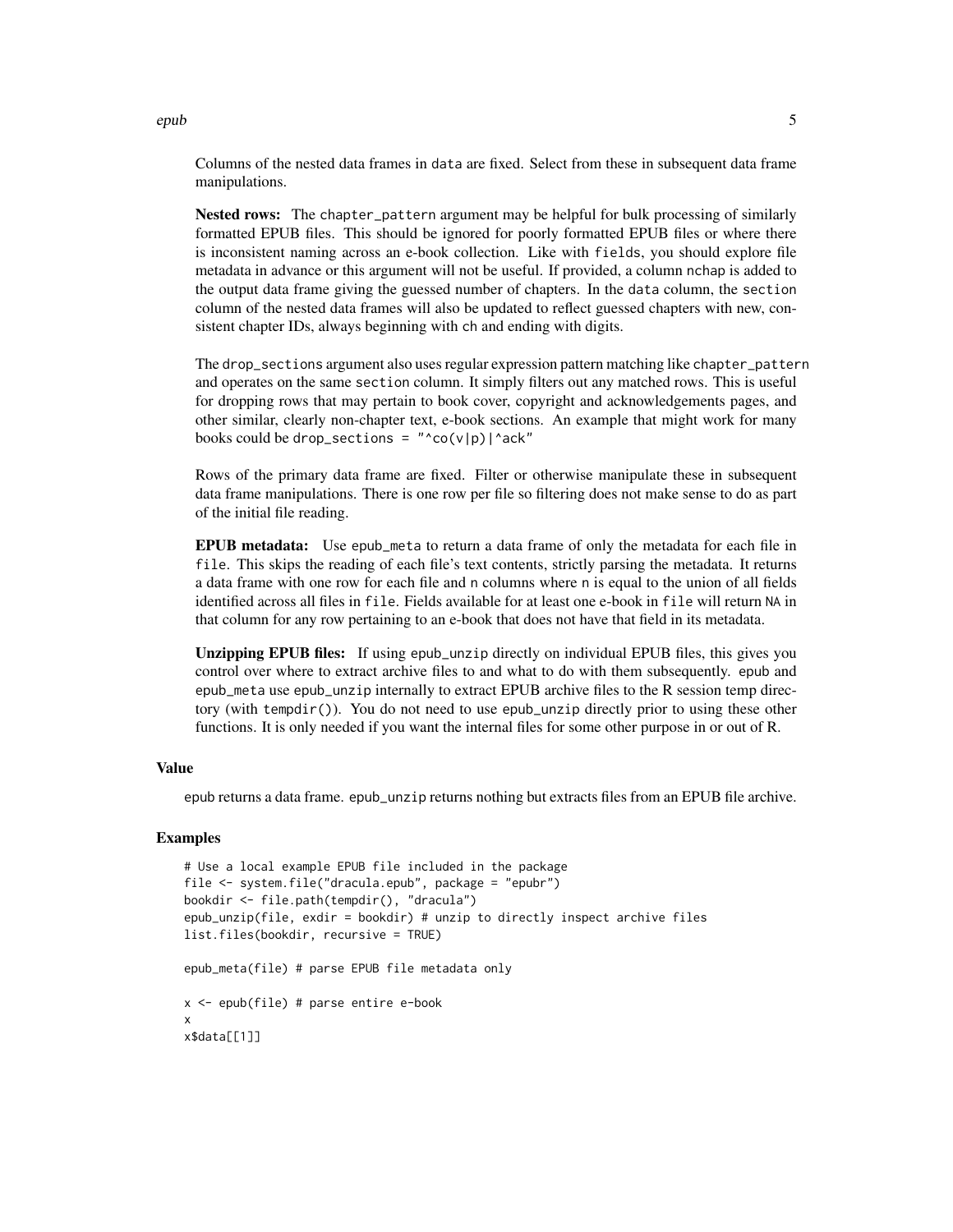Columns of the nested data frames in data are fixed. Select from these in subsequent data frame manipulations.

**Nested rows:** The chapter_pattern argument may be helpful for bulk processing of similarly formatted EPUB files. This should be ignored for poorly formatted EPUB files or where there is inconsistent naming across an e-book collection. Like with fields, you should explore file metadata in advance or this argument will not be useful. If provided, a column nchap is added to the output data frame giving the guessed number of chapters. In the data column, the section column of the nested data frames will also be updated to reflect guessed chapters with new, consistent chapter IDs, always beginning with ch and ending with digits.

The drop_sections argument also uses regular expression pattern matching like chapter_pattern and operates on the same section column. It simply filters out any matched rows. This is useful for dropping rows that may pertain to book cover, copyright and acknowledgements pages, and other similar, clearly non-chapter text, e-book sections. An example that might work for many books could be drop_sections = "^co(v|p)|^ack"

Rows of the primary data frame are fixed. Filter or otherwise manipulate these in subsequent data frame manipulations. There is one row per file so filtering does not make sense to do as part of the initial file reading.

**EPUB metadata:** Use epub_meta to return a data frame of only the metadata for each file in file. This skips the reading of each file's text contents, strictly parsing the metadata. It returns a data frame with one row for each file and n columns where n is equal to the union of all fields identified across all files in file. Fields available for at least one e-book in file will return NA in that column for any row pertaining to an e-book that does not have that field in its metadata.

**Unzipping EPUB files:** If using epub_unzip directly on individual EPUB files, this gives you control over where to extract archive files to and what to do with them subsequently. epub and epub_meta use epub_unzip internally to extract EPUB archive files to the R session temp directory (with tempdir()). You do not need to use epub_unzip directly prior to using these other functions. It is only needed if you want the internal files for some other purpose in or out of R.

## Value

epub returns a data frame. epub_unzip returns nothing but extracts files from an EPUB file archive.

## Examples

```
# Use a local example EPUB file included in the package
file <- system.file("dracula.epub", package = "epubr")
bookdir <- file.path(tempdir(), "dracula")
epub_unzip(file, exdir = bookdir) # unzip to directly inspect archive files
list.files(bookdir, recursive = TRUE)

epub_meta(file) # parse EPUB file metadata only

x <- epub(file) # parse entire e-book
x
x$data[[1]]
```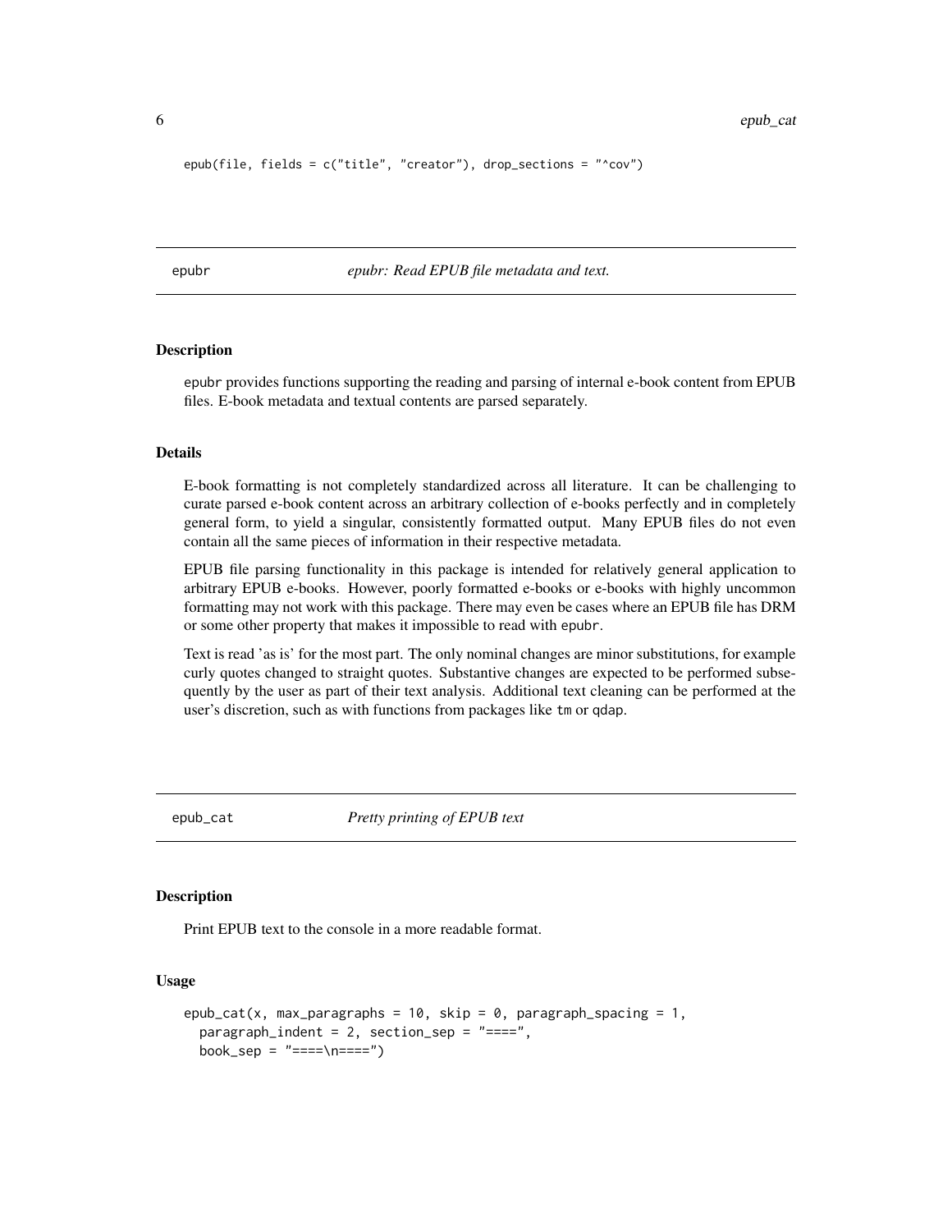```
epub(file, fields = c("title", "creator"), drop_sections = "^cov")
```

## epubr — *epubr: Read EPUB file metadata and text.*

### Description

epubr provides functions supporting the reading and parsing of internal e-book content from EPUB files. E-book metadata and textual contents are parsed separately.

### Details

E-book formatting is not completely standardized across all literature. It can be challenging to curate parsed e-book content across an arbitrary collection of e-books perfectly and in completely general form, to yield a singular, consistently formatted output. Many EPUB files do not even contain all the same pieces of information in their respective metadata.

EPUB file parsing functionality in this package is intended for relatively general application to arbitrary EPUB e-books. However, poorly formatted e-books or e-books with highly uncommon formatting may not work with this package. There may even be cases where an EPUB file has DRM or some other property that makes it impossible to read with epubr.

Text is read 'as is' for the most part. The only nominal changes are minor substitutions, for example curly quotes changed to straight quotes. Substantive changes are expected to be performed subsequently by the user as part of their text analysis. Additional text cleaning can be performed at the user's discretion, such as with functions from packages like tm or qdap.

## epub_cat — *Pretty printing of EPUB text*

### Description

Print EPUB text to the console in a more readable format.

### Usage

```
epub_cat(x, max_paragraphs = 10, skip = 0, paragraph_spacing = 1,
  paragraph_indent = 2, section_sep = "====",
  book_sep = "====\n====")
```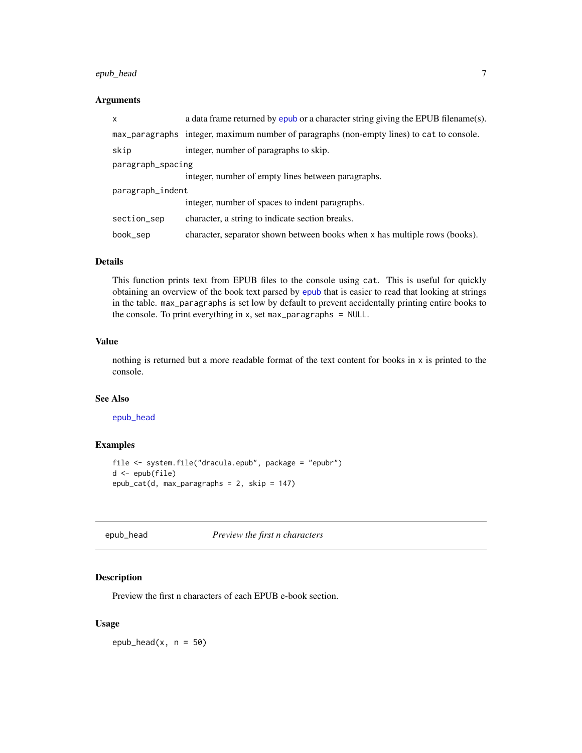### Arguments

| | |
|---|---|
| `x` | a data frame returned by epub or a character string giving the EPUB filename(s). |
| `max_paragraphs` | integer, maximum number of paragraphs (non-empty lines) to `cat` to console. |
| `skip` | integer, number of paragraphs to skip. |
| `paragraph_spacing` | integer, number of empty lines between paragraphs. |
| `paragraph_indent` | integer, number of spaces to indent paragraphs. |
| `section_sep` | character, a string to indicate section breaks. |
| `book_sep` | character, separator shown between books when `x` has multiple rows (books). |

### Details

This function prints text from EPUB files to the console using `cat`. This is useful for quickly obtaining an overview of the book text parsed by epub that is easier to read that looking at strings in the table. `max_paragraphs` is set low by default to prevent accidentally printing entire books to the console. To print everything in `x`, set `max_paragraphs = NULL`.

### Value

nothing is returned but a more readable format of the text content for books in `x` is printed to the console.

### See Also

`epub_head`

### Examples

```
file <- system.file("dracula.epub", package = "epubr")
d <- epub(file)
epub_cat(d, max_paragraphs = 2, skip = 147)
```

---

## epub_head — *Preview the first n characters*

### Description

Preview the first n characters of each EPUB e-book section.

### Usage

```
epub_head(x, n = 50)
```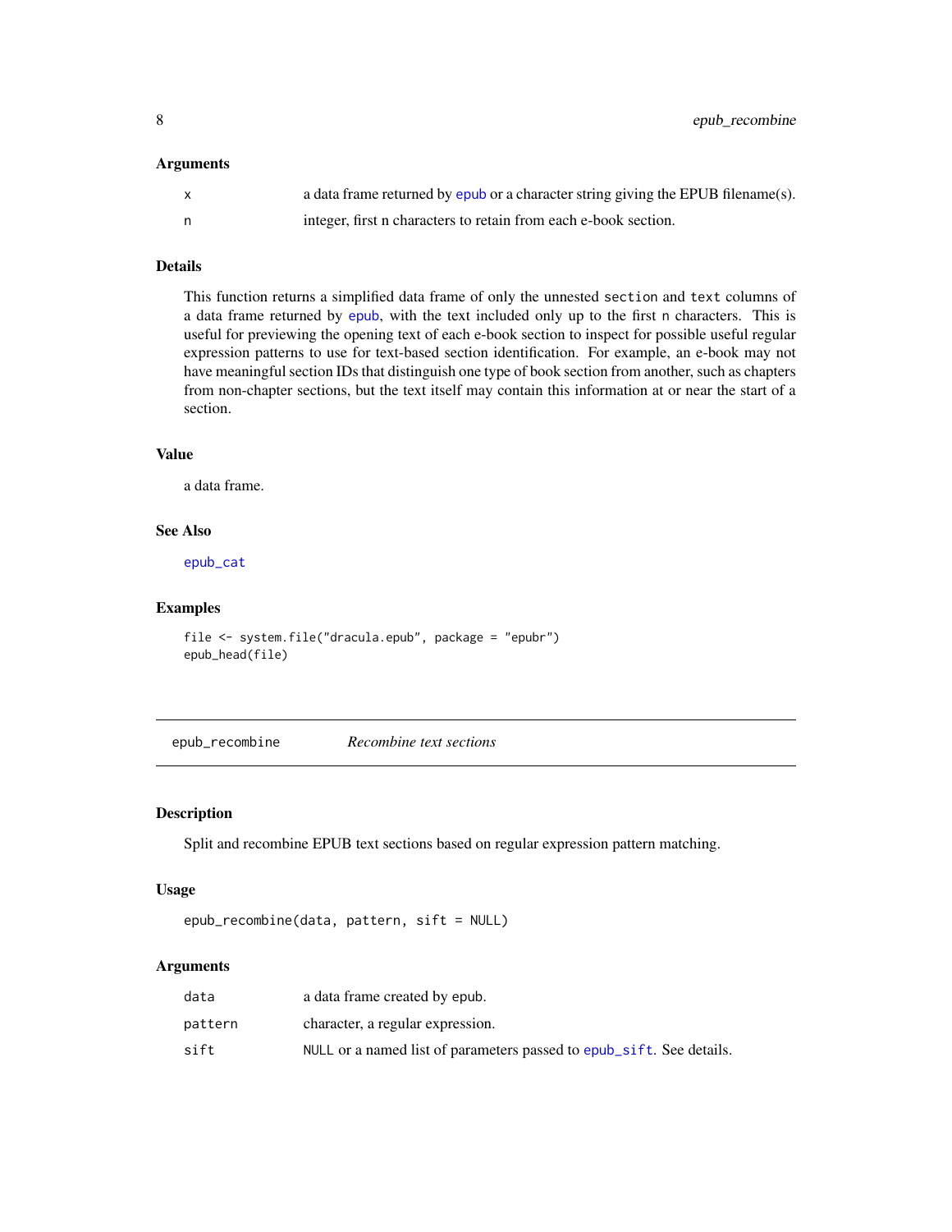### Arguments

| | |
|---|---|
| x | a data frame returned by epub or a character string giving the EPUB filename(s). |
| n | integer, first n characters to retain from each e-book section. |

### Details

This function returns a simplified data frame of only the unnested `section` and `text` columns of a data frame returned by epub, with the text included only up to the first `n` characters. This is useful for previewing the opening text of each e-book section to inspect for possible useful regular expression patterns to use for text-based section identification. For example, an e-book may not have meaningful section IDs that distinguish one type of book section from another, such as chapters from non-chapter sections, but the text itself may contain this information at or near the start of a section.

### Value

a data frame.

### See Also

`epub_cat`

### Examples

```
file <- system.file("dracula.epub", package = "epubr")
epub_head(file)
```

---

## epub_recombine — *Recombine text sections*

### Description

Split and recombine EPUB text sections based on regular expression pattern matching.

### Usage

```
epub_recombine(data, pattern, sift = NULL)
```

### Arguments

| | |
|---|---|
| data | a data frame created by epub. |
| pattern | character, a regular expression. |
| sift | `NULL` or a named list of parameters passed to `epub_sift`. See details. |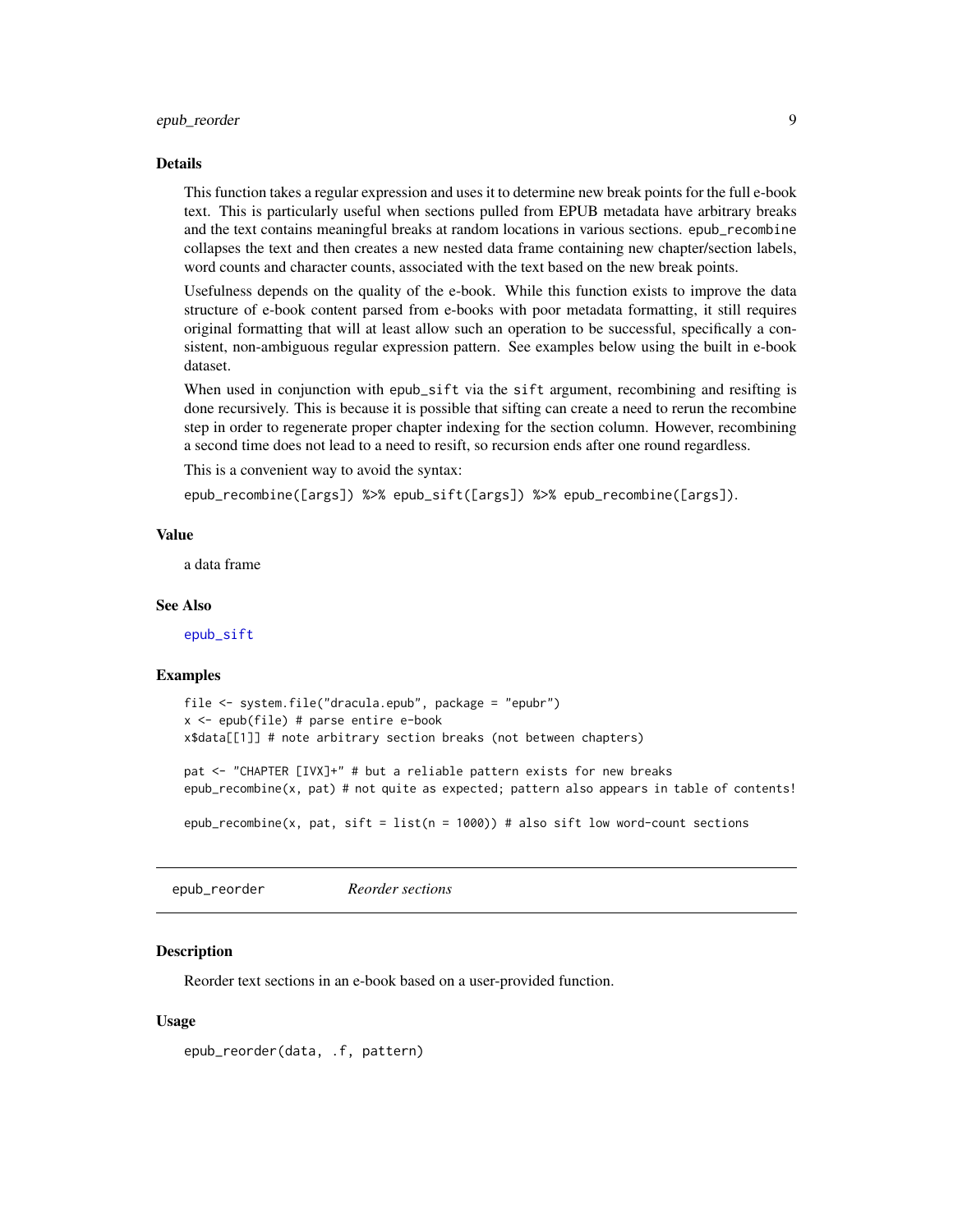### Details

This function takes a regular expression and uses it to determine new break points for the full e-book text. This is particularly useful when sections pulled from EPUB metadata have arbitrary breaks and the text contains meaningful breaks at random locations in various sections. `epub_recombine` collapses the text and then creates a new nested data frame containing new chapter/section labels, word counts and character counts, associated with the text based on the new break points.

Usefulness depends on the quality of the e-book. While this function exists to improve the data structure of e-book content parsed from e-books with poor metadata formatting, it still requires original formatting that will at least allow such an operation to be successful, specifically a consistent, non-ambiguous regular expression pattern. See examples below using the built in e-book dataset.

When used in conjunction with `epub_sift` via the `sift` argument, recombining and resifting is done recursively. This is because it is possible that sifting can create a need to rerun the recombine step in order to regenerate proper chapter indexing for the section column. However, recombining a second time does not lead to a need to resift, so recursion ends after one round regardless.

This is a convenient way to avoid the syntax:

`epub_recombine([args]) %>% epub_sift([args]) %>% epub_recombine([args])`.

### Value

a data frame

### See Also

epub_sift

### Examples

```
file <- system.file("dracula.epub", package = "epubr")
x <- epub(file) # parse entire e-book
x$data[[1]] # note arbitrary section breaks (not between chapters)

pat <- "CHAPTER [IVX]+" # but a reliable pattern exists for new breaks
epub_recombine(x, pat) # not quite as expected; pattern also appears in table of contents!

epub_recombine(x, pat, sift = list(n = 1000)) # also sift low word-count sections
```

---

## epub_reorder    *Reorder sections*

### Description

Reorder text sections in an e-book based on a user-provided function.

### Usage

```
epub_reorder(data, .f, pattern)
```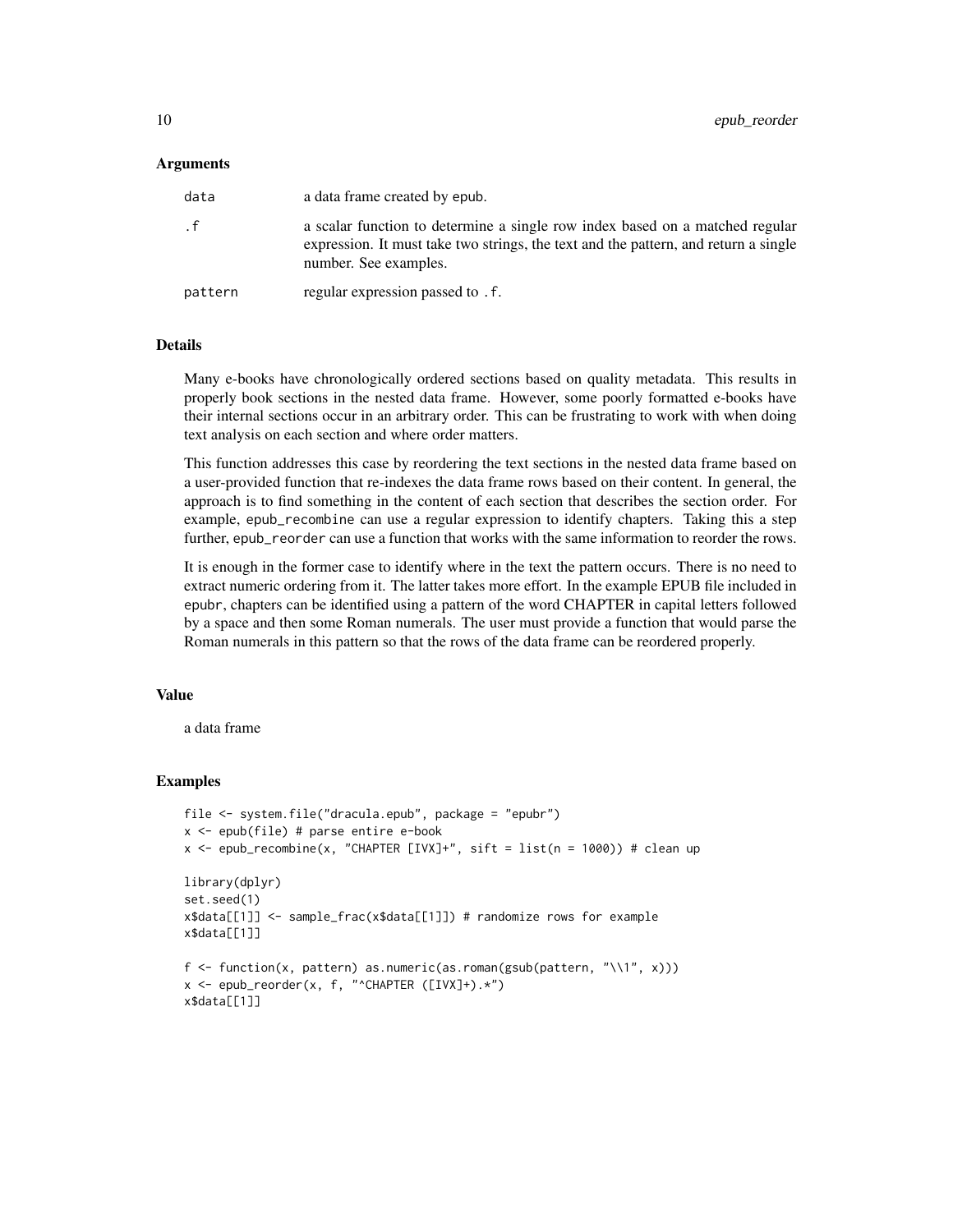### Arguments

| | |
|---|---|
| data | a data frame created by epub. |
| .f | a scalar function to determine a single row index based on a matched regular expression. It must take two strings, the text and the pattern, and return a single number. See examples. |
| pattern | regular expression passed to .f. |

### Details

Many e-books have chronologically ordered sections based on quality metadata. This results in properly book sections in the nested data frame. However, some poorly formatted e-books have their internal sections occur in an arbitrary order. This can be frustrating to work with when doing text analysis on each section and where order matters.

This function addresses this case by reordering the text sections in the nested data frame based on a user-provided function that re-indexes the data frame rows based on their content. In general, the approach is to find something in the content of each section that describes the section order. For example, epub_recombine can use a regular expression to identify chapters. Taking this a step further, epub_reorder can use a function that works with the same information to reorder the rows.

It is enough in the former case to identify where in the text the pattern occurs. There is no need to extract numeric ordering from it. The latter takes more effort. In the example EPUB file included in epubr, chapters can be identified using a pattern of the word CHAPTER in capital letters followed by a space and then some Roman numerals. The user must provide a function that would parse the Roman numerals in this pattern so that the rows of the data frame can be reordered properly.

### Value

a data frame

### Examples

```
file <- system.file("dracula.epub", package = "epubr")
x <- epub(file) # parse entire e-book
x <- epub_recombine(x, "CHAPTER [IVX]+", sift = list(n = 1000)) # clean up

library(dplyr)
set.seed(1)
x$data[[1]] <- sample_frac(x$data[[1]]) # randomize rows for example
x$data[[1]]

f <- function(x, pattern) as.numeric(as.roman(gsub(pattern, "\\1", x)))
x <- epub_reorder(x, f, "^CHAPTER ([IVX]+).*")
x$data[[1]]
```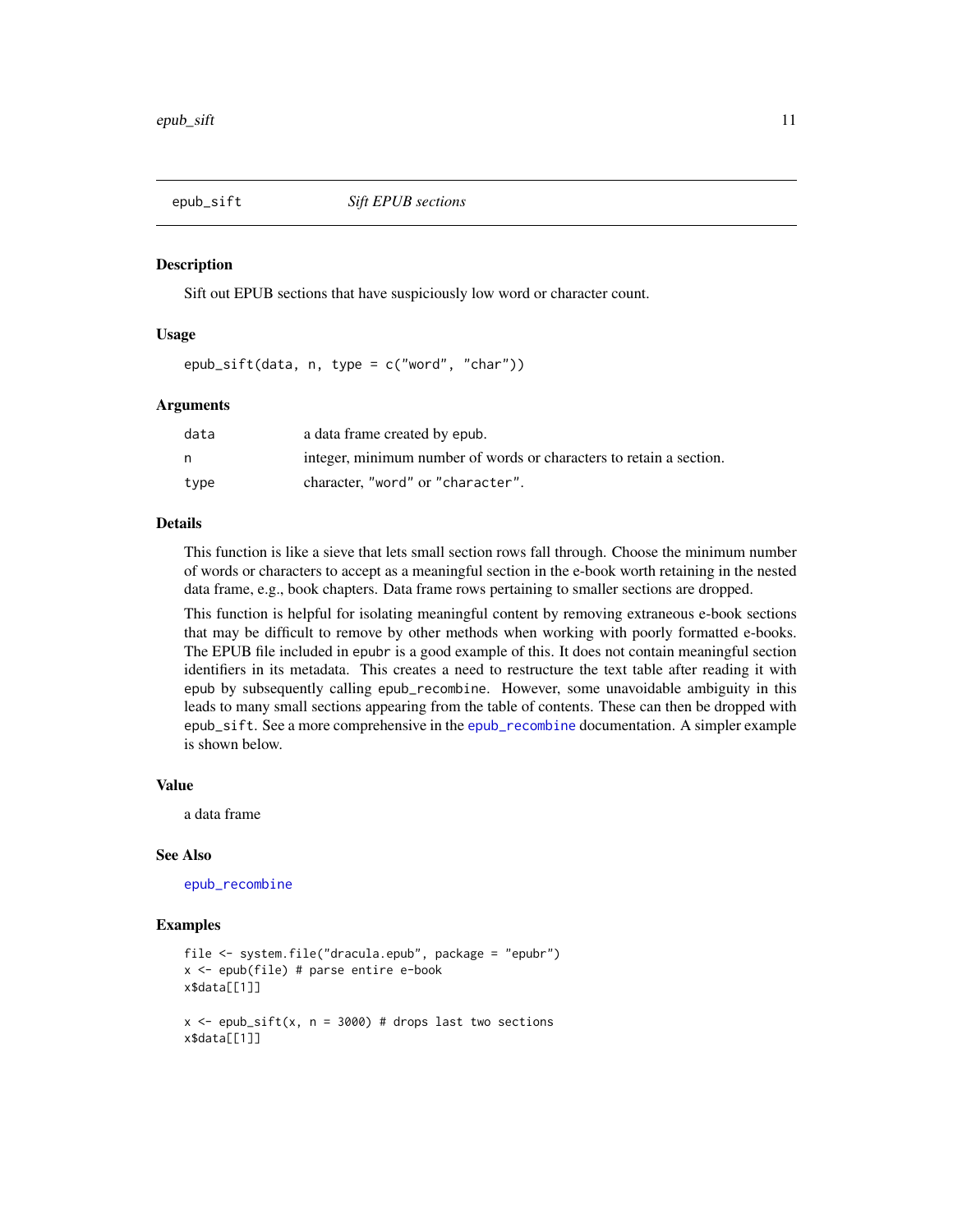## epub_sift — *Sift EPUB sections*

### Description

Sift out EPUB sections that have suspiciously low word or character count.

### Usage

```
epub_sift(data, n, type = c("word", "char"))
```

### Arguments

| | |
|---|---|
| `data` | a data frame created by epub. |
| `n` | integer, minimum number of words or characters to retain a section. |
| `type` | character, `"word"` or `"character"`. |

### Details

This function is like a sieve that lets small section rows fall through. Choose the minimum number of words or characters to accept as a meaningful section in the e-book worth retaining in the nested data frame, e.g., book chapters. Data frame rows pertaining to smaller sections are dropped.

This function is helpful for isolating meaningful content by removing extraneous e-book sections that may be difficult to remove by other methods when working with poorly formatted e-books. The EPUB file included in `epubr` is a good example of this. It does not contain meaningful section identifiers in its metadata. This creates a need to restructure the text table after reading it with `epub` by subsequently calling `epub_recombine`. However, some unavoidable ambiguity in this leads to many small sections appearing from the table of contents. These can then be dropped with `epub_sift`. See a more comprehensive in the `epub_recombine` documentation. A simpler example is shown below.

### Value

a data frame

### See Also

`epub_recombine`

### Examples

```
file <- system.file("dracula.epub", package = "epubr")
x <- epub(file) # parse entire e-book
x$data[[1]]

x <- epub_sift(x, n = 3000) # drops last two sections
x$data[[1]]
```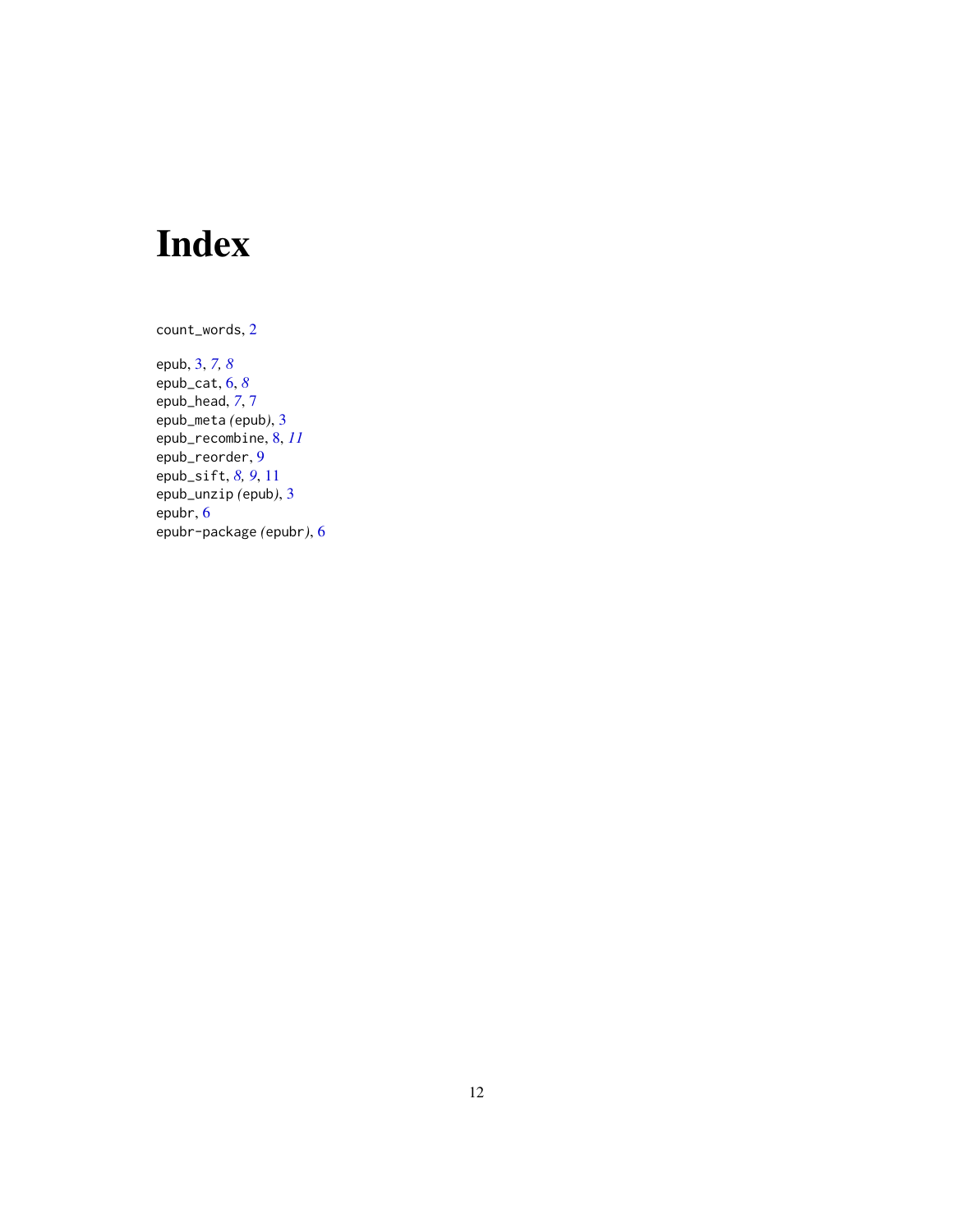# Index

count_words, 2

epub, 3, *7, 8*
epub_cat, 6, *8*
epub_head, *7*, 7
epub_meta *(*epub*)*, 3
epub_recombine, 8, *11*
epub_reorder, 9
epub_sift, *8, 9*, 11
epub_unzip *(*epub*)*, 3
epubr, 6
epubr-package *(*epubr*)*, 6